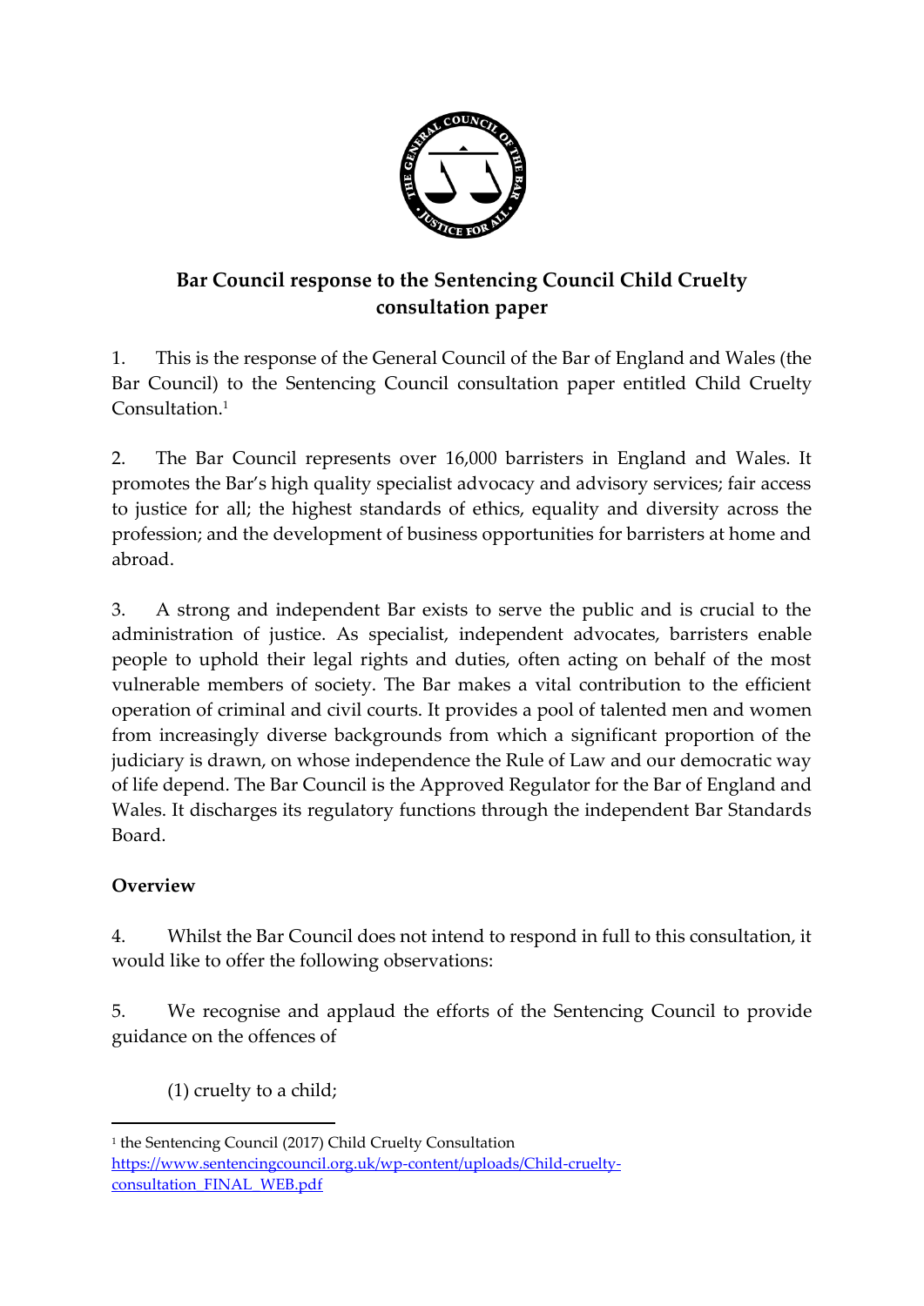**Bar Council response to the Sentencing Council Child Cruelty consultation paper**

1. This is the response of the General Council of the Bar of England and Wales (the Bar Council) to the Sentencing Council consultation paper entitled Child Cruelty Consultation.[1]

2. The Bar Council represents over 16,000 barristers in England and Wales. It promotes the Bar's high quality specialist advocacy and advisory services; fair access to justice for all; the highest standards of ethics, equality and diversity across the profession; and the development of business opportunities for barristers at home and abroad.

3. A strong and independent Bar exists to serve the public and is crucial to the administration of justice. As specialist, independent advocates, barristers enable people to uphold their legal rights and duties, often acting on behalf of the most vulnerable members of society. The Bar makes a vital contribution to the efficient operation of criminal and civil courts. It provides a pool of talented men and women from increasingly diverse backgrounds from which a significant proportion of the judiciary is drawn, on whose independence the Rule of Law and our democratic way of life depend. The Bar Council is the Approved Regulator for the Bar of England and Wales. It discharges its regulatory functions through the independent Bar Standards Board.

## Overview

4. Whilst the Bar Council does not intend to respond in full to this consultation, it would like to offer the following observations:

5. We recognise and applaud the efforts of the Sentencing Council to provide guidance on the offences of

(1) cruelty to a child;

---

[1] the Sentencing Council (2017) Child Cruelty Consultation https://www.sentencingcouncil.org.uk/wp-content/uploads/Child-cruelty-consultation_FINAL_WEB.pdf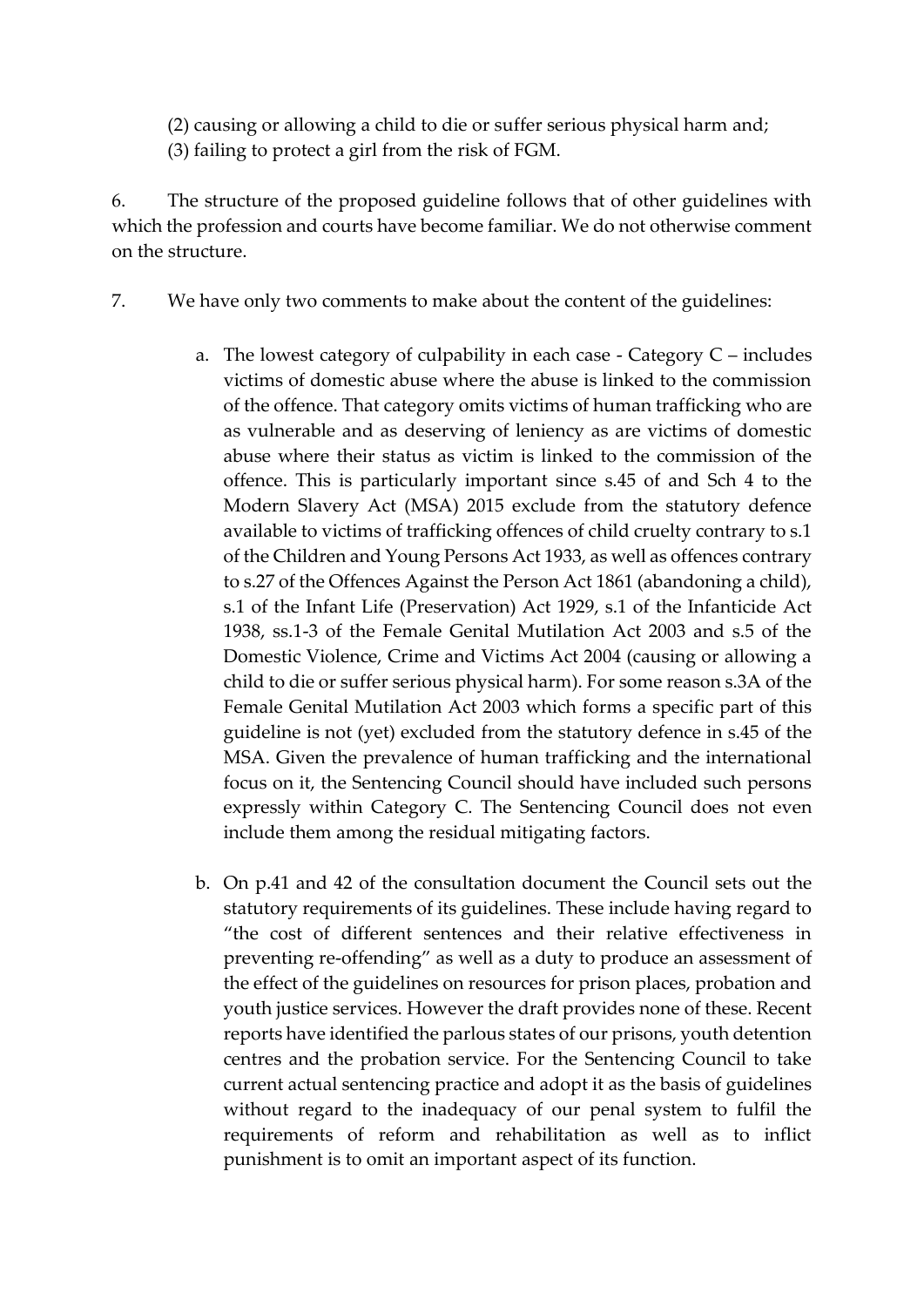(2) causing or allowing a child to die or suffer serious physical harm and;
(3) failing to protect a girl from the risk of FGM.

6. The structure of the proposed guideline follows that of other guidelines with which the profession and courts have become familiar. We do not otherwise comment on the structure.

7. We have only two comments to make about the content of the guidelines:

   a. The lowest category of culpability in each case - Category C – includes victims of domestic abuse where the abuse is linked to the commission of the offence. That category omits victims of human trafficking who are as vulnerable and as deserving of leniency as are victims of domestic abuse where their status as victim is linked to the commission of the offence. This is particularly important since s.45 of and Sch 4 to the Modern Slavery Act (MSA) 2015 exclude from the statutory defence available to victims of trafficking offences of child cruelty contrary to s.1 of the Children and Young Persons Act 1933, as well as offences contrary to s.27 of the Offences Against the Person Act 1861 (abandoning a child), s.1 of the Infant Life (Preservation) Act 1929, s.1 of the Infanticide Act 1938, ss.1-3 of the Female Genital Mutilation Act 2003 and s.5 of the Domestic Violence, Crime and Victims Act 2004 (causing or allowing a child to die or suffer serious physical harm). For some reason s.3A of the Female Genital Mutilation Act 2003 which forms a specific part of this guideline is not (yet) excluded from the statutory defence in s.45 of the MSA. Given the prevalence of human trafficking and the international focus on it, the Sentencing Council should have included such persons expressly within Category C. The Sentencing Council does not even include them among the residual mitigating factors.

   b. On p.41 and 42 of the consultation document the Council sets out the statutory requirements of its guidelines. These include having regard to "the cost of different sentences and their relative effectiveness in preventing re-offending" as well as a duty to produce an assessment of the effect of the guidelines on resources for prison places, probation and youth justice services. However the draft provides none of these. Recent reports have identified the parlous states of our prisons, youth detention centres and the probation service. For the Sentencing Council to take current actual sentencing practice and adopt it as the basis of guidelines without regard to the inadequacy of our penal system to fulfil the requirements of reform and rehabilitation as well as to inflict punishment is to omit an important aspect of its function.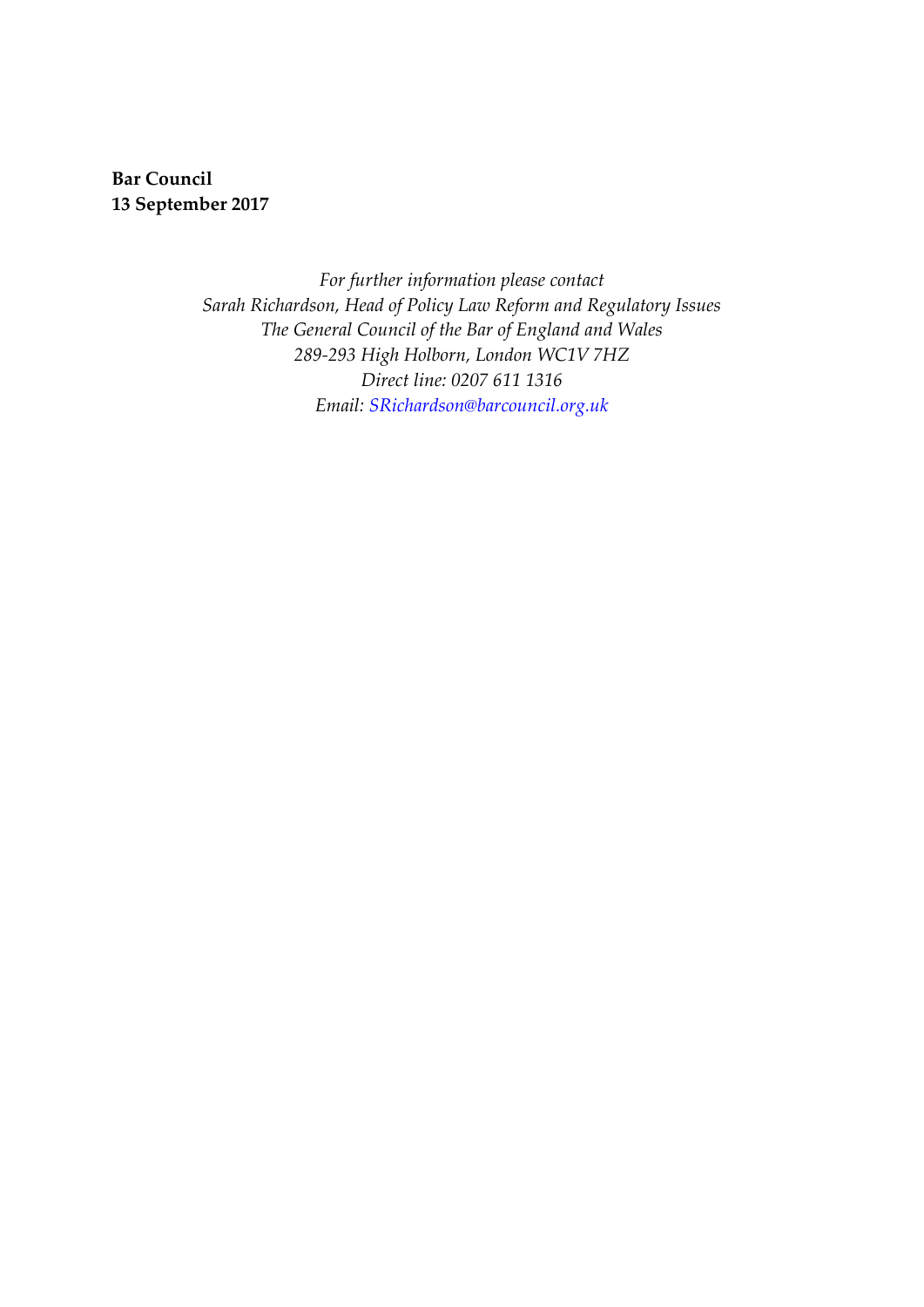**Bar Council**
**13 September 2017**

*For further information please contact*
*Sarah Richardson, Head of Policy Law Reform and Regulatory Issues*
*The General Council of the Bar of England and Wales*
*289-293 High Holborn, London WC1V 7HZ*
*Direct line: 0207 611 1316*
*Email: SRichardson@barcouncil.org.uk*